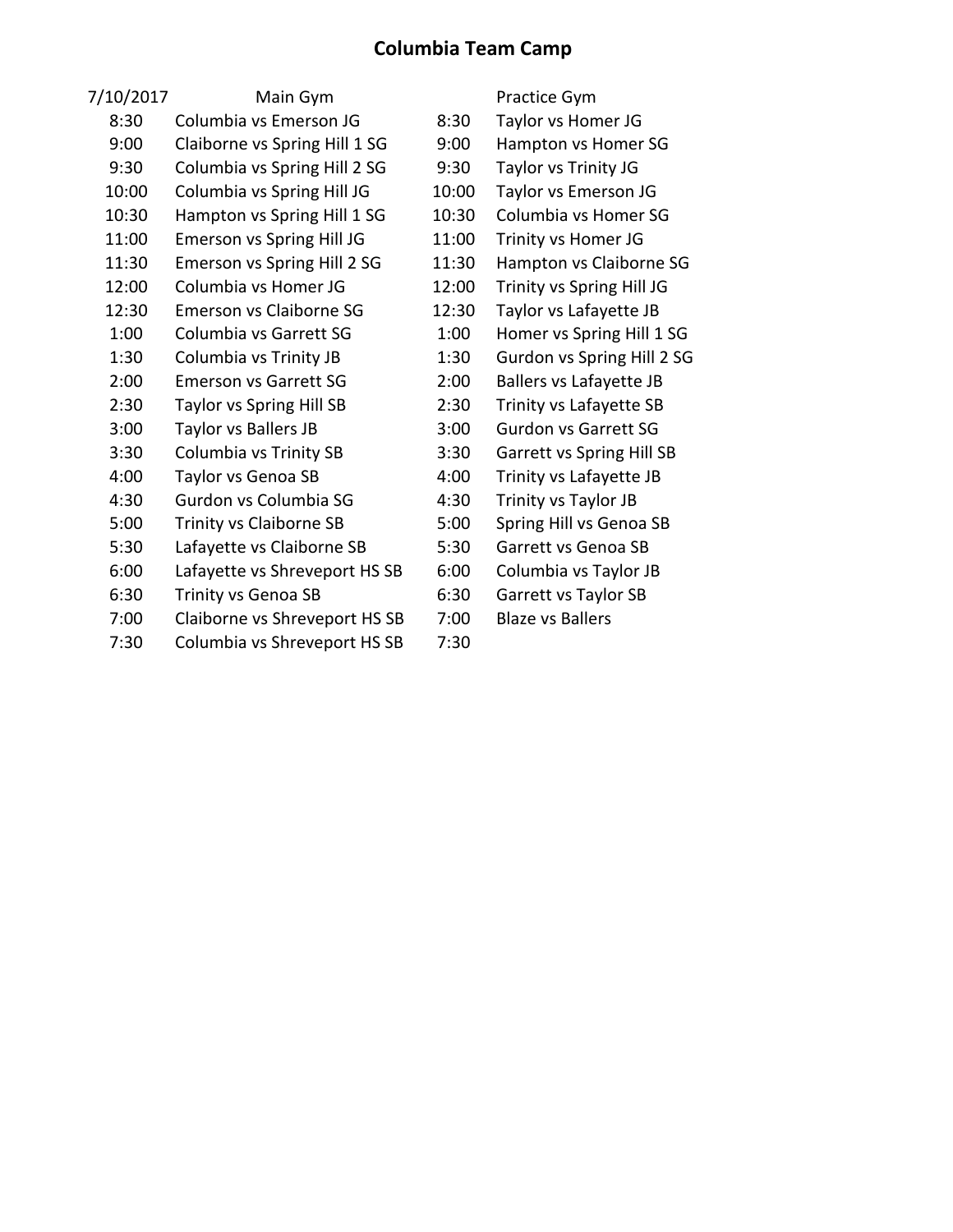# Columbia Team Camp

| 7/10/2017 | Main Gym | | Practice Gym |
|---|---|---|---|
| 8:30 | Columbia vs Emerson JG | 8:30 | Taylor vs Homer JG |
| 9:00 | Claiborne vs Spring Hill 1 SG | 9:00 | Hampton vs Homer SG |
| 9:30 | Columbia vs Spring Hill 2 SG | 9:30 | Taylor vs Trinity JG |
| 10:00 | Columbia vs Spring Hill JG | 10:00 | Taylor vs Emerson JG |
| 10:30 | Hampton vs Spring Hill 1 SG | 10:30 | Columbia vs Homer SG |
| 11:00 | Emerson vs Spring Hill JG | 11:00 | Trinity vs Homer JG |
| 11:30 | Emerson vs Spring Hill 2 SG | 11:30 | Hampton vs Claiborne SG |
| 12:00 | Columbia vs Homer JG | 12:00 | Trinity vs Spring Hill JG |
| 12:30 | Emerson vs Claiborne SG | 12:30 | Taylor vs Lafayette JB |
| 1:00 | Columbia vs Garrett SG | 1:00 | Homer vs Spring Hill 1 SG |
| 1:30 | Columbia vs Trinity JB | 1:30 | Gurdon vs Spring Hill 2 SG |
| 2:00 | Emerson vs Garrett SG | 2:00 | Ballers vs Lafayette JB |
| 2:30 | Taylor vs Spring Hill SB | 2:30 | Trinity vs Lafayette SB |
| 3:00 | Taylor vs Ballers JB | 3:00 | Gurdon vs Garrett SG |
| 3:30 | Columbia vs Trinity SB | 3:30 | Garrett vs Spring Hill SB |
| 4:00 | Taylor vs Genoa SB | 4:00 | Trinity vs Lafayette JB |
| 4:30 | Gurdon vs Columbia SG | 4:30 | Trinity vs Taylor JB |
| 5:00 | Trinity vs Claiborne SB | 5:00 | Spring Hill vs Genoa SB |
| 5:30 | Lafayette vs Claiborne SB | 5:30 | Garrett vs Genoa SB |
| 6:00 | Lafayette vs Shreveport HS SB | 6:00 | Columbia vs Taylor JB |
| 6:30 | Trinity vs Genoa SB | 6:30 | Garrett vs Taylor SB |
| 7:00 | Claiborne vs Shreveport HS SB | 7:00 | Blaze vs Ballers |
| 7:30 | Columbia vs Shreveport HS SB | 7:30 | |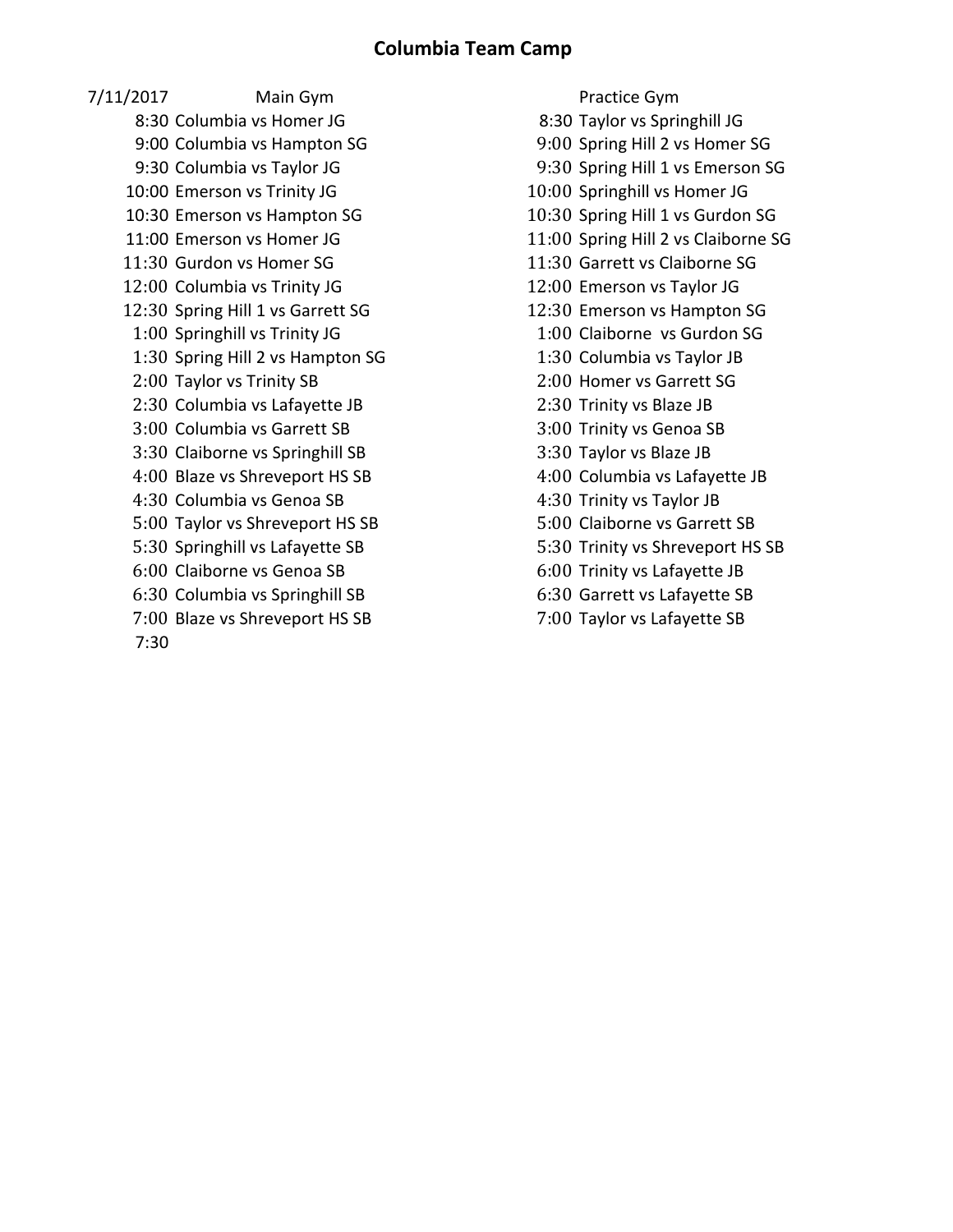# Columbia Team Camp

| 7/11/2017 | Main Gym | | Practice Gym |
|---|---|---|---|
| 8:30 | Columbia vs Homer JG | 8:30 | Taylor vs Springhill JG |
| 9:00 | Columbia vs Hampton SG | 9:00 | Spring Hill 2 vs Homer SG |
| 9:30 | Columbia vs Taylor JG | 9:30 | Spring Hill 1 vs Emerson SG |
| 10:00 | Emerson vs Trinity JG | 10:00 | Springhill vs Homer JG |
| 10:30 | Emerson vs Hampton SG | 10:30 | Spring Hill 1 vs Gurdon SG |
| 11:00 | Emerson vs Homer JG | 11:00 | Spring Hill 2 vs Claiborne SG |
| 11:30 | Gurdon vs Homer SG | 11:30 | Garrett vs Claiborne SG |
| 12:00 | Columbia vs Trinity JG | 12:00 | Emerson vs Taylor JG |
| 12:30 | Spring Hill 1 vs Garrett SG | 12:30 | Emerson vs Hampton SG |
| 1:00 | Springhill vs Trinity JG | 1:00 | Claiborne vs Gurdon SG |
| 1:30 | Spring Hill 2 vs Hampton SG | 1:30 | Columbia vs Taylor JB |
| 2:00 | Taylor vs Trinity SB | 2:00 | Homer vs Garrett SG |
| 2:30 | Columbia vs Lafayette JB | 2:30 | Trinity vs Blaze JB |
| 3:00 | Columbia vs Garrett SB | 3:00 | Trinity vs Genoa SB |
| 3:30 | Claiborne vs Springhill SB | 3:30 | Taylor vs Blaze JB |
| 4:00 | Blaze vs Shreveport HS SB | 4:00 | Columbia vs Lafayette JB |
| 4:30 | Columbia vs Genoa SB | 4:30 | Trinity vs Taylor JB |
| 5:00 | Taylor vs Shreveport HS SB | 5:00 | Claiborne vs Garrett SB |
| 5:30 | Springhill vs Lafayette SB | 5:30 | Trinity vs Shreveport HS SB |
| 6:00 | Claiborne vs Genoa SB | 6:00 | Trinity vs Lafayette JB |
| 6:30 | Columbia vs Springhill SB | 6:30 | Garrett vs Lafayette SB |
| 7:00 | Blaze vs Shreveport HS SB | 7:00 | Taylor vs Lafayette SB |
| 7:30 | | | |